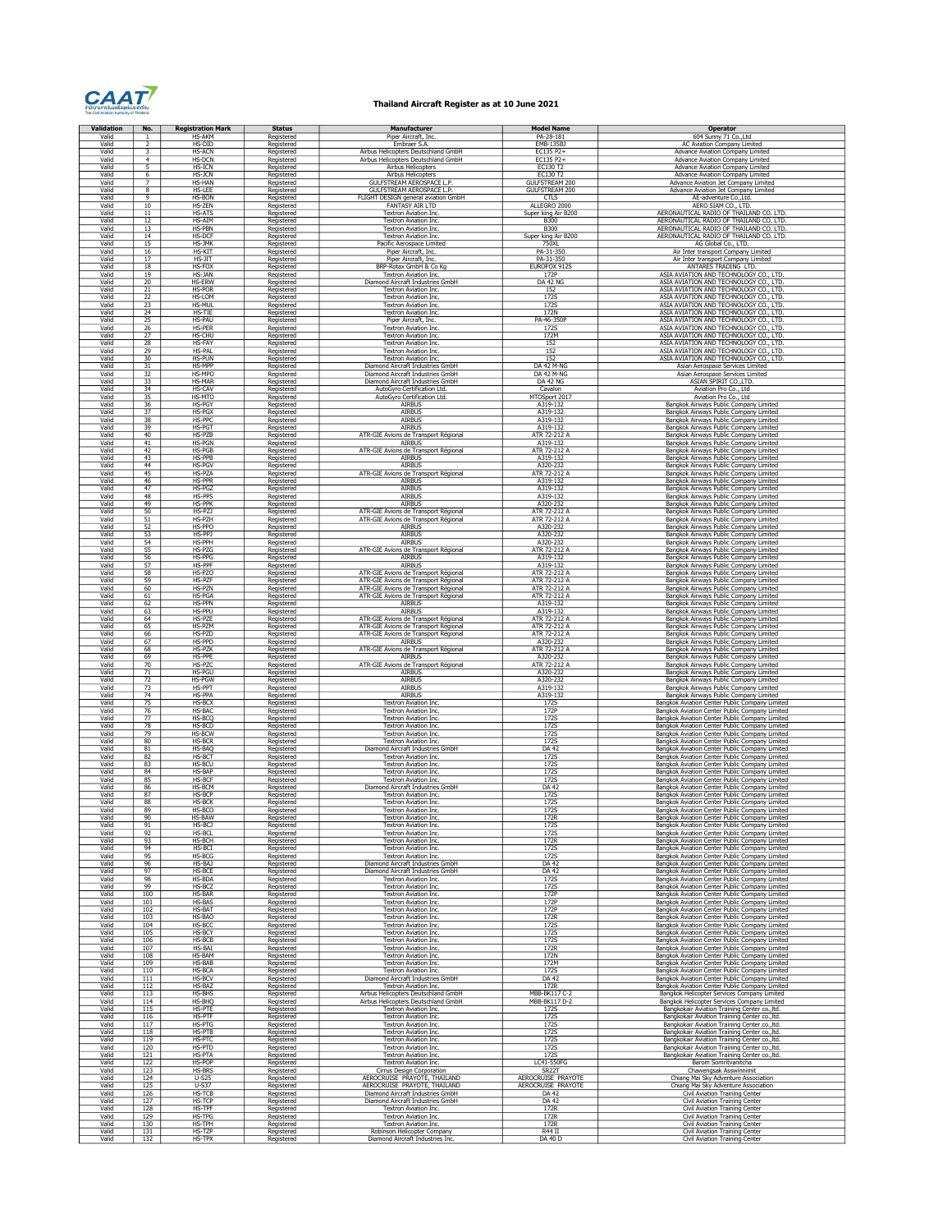# Thailand Aircraft Register as at 10 June 2021

| Validation | No. | Registration Mark | Status | Manufacturer | Model Name | Operator |
|---|---|---|---|---|---|---|
| Valid | 1 | HS-AKM | Registered | Piper Aircraft, Inc. | PA-28-181 | 604 Sunny 71 Co.,Ltd |
| Valid | 2 | HS-DID | Registered | Embraer S.A. | EMB-135BJ | AC Aviation Company Limited |
| Valid | 3 | HS-ACN | Registered | Airbus Helicopters Deutschland GmbH | EC135 P2+ | Advance Aviation Company Limited |
| Valid | 4 | HS-DCN | Registered | Airbus Helicopters Deutschland GmbH | EC135 P2+ | Advance Aviation Company Limited |
| Valid | 5 | HS-ICN | Registered | Airbus Helicopters | EC130 T2 | Advance Aviation Company Limited |
| Valid | 6 | HS-JCN | Registered | Airbus Helicopters | EC130 T2 | Advance Aviation Company Limited |
| Valid | 7 | HS-HAN | Registered | GULFSTREAM AEROSPACE L.P. | GULFSTREAM 200 | Advance Aviation Jet Company Limited |
| Valid | 8 | HS-LEE | Registered | GULFSTREAM AEROSPACE L.P. | GULFSTREAM 200 | Advance Aviation Jet Company Limited |
| Valid | 9 | HS-BON | Registered | FLIGHT DESIGN general aviation GmbH | CTLS | AE-adventure Co.,Ltd. |
| Valid | 10 | HS-ZEN | Registered | FANTASY AIR LTD | ALLEGRO 2000 | AERO SIAM CO., LTD. |
| Valid | 11 | HS-ATS | Registered | Textron Aviation Inc. | Super king Air B200 | AERONAUTICAL RADIO OF THAILAND CO. LTD. |
| Valid | 12 | HS-AIM | Registered | Textron Aviation Inc. | B300 | AERONAUTICAL RADIO OF THAILAND CO. LTD. |
| Valid | 13 | HS-PBN | Registered | Textron Aviation Inc. | B300 | AERONAUTICAL RADIO OF THAILAND CO. LTD. |
| Valid | 14 | HS-DCF | Registered | Textron Aviation Inc. | Super king Air B200 | AERONAUTICAL RADIO OF THAILAND CO. LTD. |
| Valid | 15 | HS-JMK | Registered | Pacific Aerospace Limited | 750XL | AG Global Co., LTD. |
| Valid | 16 | HS-KIT | Registered | Piper Aircraft, Inc. | PA-31-350 | Air Inter transport Company Limited |
| Valid | 17 | HS-JIT | Registered | Piper Aircraft, Inc. | PA-31-350 | Air Inter transport Company Limited |
| Valid | 18 | HS-FOX | Registered | BRP-Rotax GmbH & Co Kg | EUROFOX 912S | ANTARES TRADING LTD. |
| Valid | 19 | HS-JAN | Registered | Textron Aviation Inc. | 172P | ASIA AVIATION AND TECHNOLOGY CO., LTD. |
| Valid | 20 | HS-ERW | Registered | Diamond Aircraft Industries GmbH | DA 42 NG | ASIA AVIATION AND TECHNOLOGY CO., LTD. |
| Valid | 21 | HS-POR | Registered | Textron Aviation Inc. | 152 | ASIA AVIATION AND TECHNOLOGY CO., LTD. |
| Valid | 22 | HS-LOM | Registered | Textron Aviation Inc. | 172S | ASIA AVIATION AND TECHNOLOGY CO., LTD. |
| Valid | 23 | HS-MUL | Registered | Textron Aviation Inc. | 172S | ASIA AVIATION AND TECHNOLOGY CO., LTD. |
| Valid | 24 | HS-TIE | Registered | Textron Aviation Inc. | 172N | ASIA AVIATION AND TECHNOLOGY CO., LTD. |
| Valid | 25 | HS-PAU | Registered | Piper Aircraft, Inc. | PA-46-350P | ASIA AVIATION AND TECHNOLOGY CO., LTD. |
| Valid | 26 | HS-PER | Registered | Textron Aviation Inc. | 172S | ASIA AVIATION AND TECHNOLOGY CO., LTD. |
| Valid | 27 | HS-CHU | Registered | Textron Aviation Inc. | 172M | ASIA AVIATION AND TECHNOLOGY CO., LTD. |
| Valid | 28 | HS-FAY | Registered | Textron Aviation Inc. | 152 | ASIA AVIATION AND TECHNOLOGY CO., LTD. |
| Valid | 29 | HS-PAL | Registered | Textron Aviation Inc. | 152 | ASIA AVIATION AND TECHNOLOGY CO., LTD. |
| Valid | 30 | HS-PUN | Registered | Textron Aviation Inc. | 152 | ASIA AVIATION AND TECHNOLOGY CO., LTD. |
| Valid | 31 | HS-MPP | Registered | Diamond Aircraft Industries GmbH | DA 42 M-NG | Asian Aerospace Services Limited |
| Valid | 32 | HS-MPO | Registered | Diamond Aircraft Industries GmbH | DA 42 M-NG | Asian Aerospace Services Limited |
| Valid | 33 | HS-MAR | Registered | Diamond Aircraft Industries GmbH | DA 42 NG | ASIAN SPIRIT CO.,LTD. |
| Valid | 34 | HS-CAV | Registered | AutoGyro Certification Ltd. | Cavalon | Aviation Pro Co., Ltd |
| Valid | 35 | HS-MTO | Registered | AutoGyro Certification Ltd. | MTOSport 2017 | Aviation Pro Co., Ltd |
| Valid | 36 | HS-PGY | Registered | AIRBUS | A319-132 | Bangkok Airways Public Company Limited |
| Valid | 37 | HS-PGX | Registered | AIRBUS | A319-132 | Bangkok Airways Public Company Limited |
| Valid | 38 | HS-PPC | Registered | AIRBUS | A319-132 | Bangkok Airways Public Company Limited |
| Valid | 39 | HS-PGT | Registered | AIRBUS | A319-132 | Bangkok Airways Public Company Limited |
| Valid | 40 | HS-PZB | Registered | ATR-GIE Avions de Transport Régional | ATR 72-212 A | Bangkok Airways Public Company Limited |
| Valid | 41 | HS-PGN | Registered | AIRBUS | A319-132 | Bangkok Airways Public Company Limited |
| Valid | 42 | HS-PGB | Registered | ATR-GIE Avions de Transport Régional | ATR 72-212 A | Bangkok Airways Public Company Limited |
| Valid | 43 | HS-PPB | Registered | AIRBUS | A319-132 | Bangkok Airways Public Company Limited |
| Valid | 44 | HS-PGV | Registered | AIRBUS | A320-232 | Bangkok Airways Public Company Limited |
| Valid | 45 | HS-PZA | Registered | ATR-GIE Avions de Transport Régional | ATR 72-212 A | Bangkok Airways Public Company Limited |
| Valid | 46 | HS-PPR | Registered | AIRBUS | A319-132 | Bangkok Airways Public Company Limited |
| Valid | 47 | HS-PGZ | Registered | AIRBUS | A319-132 | Bangkok Airways Public Company Limited |
| Valid | 48 | HS-PPS | Registered | AIRBUS | A319-132 | Bangkok Airways Public Company Limited |
| Valid | 49 | HS-PPK | Registered | AIRBUS | A320-232 | Bangkok Airways Public Company Limited |
| Valid | 50 | HS-PZJ | Registered | ATR-GIE Avions de Transport Régional | ATR 72-212 A | Bangkok Airways Public Company Limited |
| Valid | 51 | HS-PZH | Registered | ATR-GIE Avions de Transport Régional | ATR 72-212 A | Bangkok Airways Public Company Limited |
| Valid | 52 | HS-PPO | Registered | AIRBUS | A320-232 | Bangkok Airways Public Company Limited |
| Valid | 53 | HS-PPJ | Registered | AIRBUS | A320-232 | Bangkok Airways Public Company Limited |
| Valid | 54 | HS-PPH | Registered | AIRBUS | A320-232 | Bangkok Airways Public Company Limited |
| Valid | 55 | HS-PZG | Registered | ATR-GIE Avions de Transport Régional | ATR 72-212 A | Bangkok Airways Public Company Limited |
| Valid | 56 | HS-PPG | Registered | AIRBUS | A319-132 | Bangkok Airways Public Company Limited |
| Valid | 57 | HS-PPF | Registered | AIRBUS | A319-132 | Bangkok Airways Public Company Limited |
| Valid | 58 | HS-PZO | Registered | ATR-GIE Avions de Transport Régional | ATR 72-212 A | Bangkok Airways Public Company Limited |
| Valid | 59 | HS-PZF | Registered | ATR-GIE Avions de Transport Régional | ATR 72-212 A | Bangkok Airways Public Company Limited |
| Valid | 60 | HS-PZN | Registered | ATR-GIE Avions de Transport Régional | ATR 72-212 A | Bangkok Airways Public Company Limited |
| Valid | 61 | HS-PGA | Registered | ATR-GIE Avions de Transport Régional | ATR 72-212 A | Bangkok Airways Public Company Limited |
| Valid | 62 | HS-PPN | Registered | AIRBUS | A319-132 | Bangkok Airways Public Company Limited |
| Valid | 63 | HS-PPU | Registered | AIRBUS | A319-132 | Bangkok Airways Public Company Limited |
| Valid | 64 | HS-PZE | Registered | ATR-GIE Avions de Transport Régional | ATR 72-212 A | Bangkok Airways Public Company Limited |
| Valid | 65 | HS-PZM | Registered | ATR-GIE Avions de Transport Régional | ATR 72-212 A | Bangkok Airways Public Company Limited |
| Valid | 66 | HS-PZD | Registered | ATR-GIE Avions de Transport Régional | ATR 72-212 A | Bangkok Airways Public Company Limited |
| Valid | 67 | HS-PPD | Registered | AIRBUS | A320-232 | Bangkok Airways Public Company Limited |
| Valid | 68 | HS-PZK | Registered | ATR-GIE Avions de Transport Régional | ATR 72-212 A | Bangkok Airways Public Company Limited |
| Valid | 69 | HS-PPE | Registered | AIRBUS | A320-232 | Bangkok Airways Public Company Limited |
| Valid | 70 | HS-PZC | Registered | ATR-GIE Avions de Transport Régional | ATR 72-212 A | Bangkok Airways Public Company Limited |
| Valid | 71 | HS-PGU | Registered | AIRBUS | A320-232 | Bangkok Airways Public Company Limited |
| Valid | 72 | HS-PGW | Registered | AIRBUS | A320-232 | Bangkok Airways Public Company Limited |
| Valid | 73 | HS-PPT | Registered | AIRBUS | A319-132 | Bangkok Airways Public Company Limited |
| Valid | 74 | HS-PPA | Registered | AIRBUS | A319-132 | Bangkok Airways Public Company Limited |
| Valid | 75 | HS-BCX | Registered | Textron Aviation Inc. | 172S | Bangkok Aviation Center Public Company Limited |
| Valid | 76 | HS-BAC | Registered | Textron Aviation Inc. | 172P | Bangkok Aviation Center Public Company Limited |
| Valid | 77 | HS-BCQ | Registered | Textron Aviation Inc. | 172S | Bangkok Aviation Center Public Company Limited |
| Valid | 78 | HS-BCD | Registered | Textron Aviation Inc. | 172S | Bangkok Aviation Center Public Company Limited |
| Valid | 79 | HS-BCW | Registered | Textron Aviation Inc. | 172S | Bangkok Aviation Center Public Company Limited |
| Valid | 80 | HS-BCR | Registered | Textron Aviation Inc. | 172S | Bangkok Aviation Center Public Company Limited |
| Valid | 81 | HS-BAQ | Registered | Diamond Aircraft Industries GmbH | DA 42 | Bangkok Aviation Center Public Company Limited |
| Valid | 82 | HS-BCT | Registered | Textron Aviation Inc. | 172S | Bangkok Aviation Center Public Company Limited |
| Valid | 83 | HS-BCU | Registered | Textron Aviation Inc. | 172S | Bangkok Aviation Center Public Company Limited |
| Valid | 84 | HS-BAP | Registered | Textron Aviation Inc. | 172S | Bangkok Aviation Center Public Company Limited |
| Valid | 85 | HS-BCF | Registered | Textron Aviation Inc. | 172S | Bangkok Aviation Center Public Company Limited |
| Valid | 86 | HS-BCM | Registered | Diamond Aircraft Industries GmbH | DA 42 | Bangkok Aviation Center Public Company Limited |
| Valid | 87 | HS-BCP | Registered | Textron Aviation Inc. | 172S | Bangkok Aviation Center Public Company Limited |
| Valid | 88 | HS-BCK | Registered | Textron Aviation Inc. | 172S | Bangkok Aviation Center Public Company Limited |
| Valid | 89 | HS-BCO | Registered | Textron Aviation Inc. | 172S | Bangkok Aviation Center Public Company Limited |
| Valid | 90 | HS-BAW | Registered | Textron Aviation Inc. | 172R | Bangkok Aviation Center Public Company Limited |
| Valid | 91 | HS-BCJ | Registered | Textron Aviation Inc. | 172S | Bangkok Aviation Center Public Company Limited |
| Valid | 92 | HS-BCL | Registered | Textron Aviation Inc. | 172S | Bangkok Aviation Center Public Company Limited |
| Valid | 93 | HS-BCH | Registered | Textron Aviation Inc. | 172R | Bangkok Aviation Center Public Company Limited |
| Valid | 94 | HS-BCI | Registered | Textron Aviation Inc. | 172S | Bangkok Aviation Center Public Company Limited |
| Valid | 95 | HS-BCG | Registered | Textron Aviation Inc. | 172S | Bangkok Aviation Center Public Company Limited |
| Valid | 96 | HS-BAJ | Registered | Diamond Aircraft Industries GmbH | DA 42 | Bangkok Aviation Center Public Company Limited |
| Valid | 97 | HS-BCE | Registered | Diamond Aircraft Industries GmbH | DA 42 | Bangkok Aviation Center Public Company Limited |
| Valid | 98 | HS-BDA | Registered | Textron Aviation Inc. | 172S | Bangkok Aviation Center Public Company Limited |
| Valid | 99 | HS-BCZ | Registered | Textron Aviation Inc. | 172S | Bangkok Aviation Center Public Company Limited |
| Valid | 100 | HS-BAR | Registered | Textron Aviation Inc. | 172S | Bangkok Aviation Center Public Company Limited |
| Valid | 101 | HS-BAS | Registered | Textron Aviation Inc. | 172P | Bangkok Aviation Center Public Company Limited |
| Valid | 102 | HS-BAT | Registered | Textron Aviation Inc. | 172P | Bangkok Aviation Center Public Company Limited |
| Valid | 103 | HS-BAO | Registered | Textron Aviation Inc. | 172R | Bangkok Aviation Center Public Company Limited |
| Valid | 104 | HS-BCC | Registered | Textron Aviation Inc. | 172S | Bangkok Aviation Center Public Company Limited |
| Valid | 105 | HS-BCY | Registered | Textron Aviation Inc. | 172S | Bangkok Aviation Center Public Company Limited |
| Valid | 106 | HS-BCB | Registered | Textron Aviation Inc. | 172S | Bangkok Aviation Center Public Company Limited |
| Valid | 107 | HS-BAI | Registered | Textron Aviation Inc. | 172R | Bangkok Aviation Center Public Company Limited |
| Valid | 108 | HS-BAM | Registered | Textron Aviation Inc. | 172N | Bangkok Aviation Center Public Company Limited |
| Valid | 109 | HS-BAB | Registered | Textron Aviation Inc. | 172M | Bangkok Aviation Center Public Company Limited |
| Valid | 110 | HS-BCA | Registered | Textron Aviation Inc. | 172S | Bangkok Aviation Center Public Company Limited |
| Valid | 111 | HS-BCV | Registered | Diamond Aircraft Industries GmbH | DA 42 | Bangkok Aviation Center Public Company Limited |
| Valid | 112 | HS-BAZ | Registered | Textron Aviation Inc. | 172R | Bangkok Aviation Center Public Company Limited |
| Valid | 113 | HS-BHS | Registered | Airbus Helicopters Deutschland GmbH | MBB-BK117 C-2 | Bangkok Helicopter Services Company Limited |
| Valid | 114 | HS-BHQ | Registered | Airbus Helicopters Deutschland GmbH | MBB-BK117 D-2 | Bangkok Helicopter Services Company Limited |
| Valid | 115 | HS-PTE | Registered | Textron Aviation Inc. | 172S | Bangkokair Aviation Training Center co.,ltd. |
| Valid | 116 | HS-PTF | Registered | Textron Aviation Inc. | 172S | Bangkokair Aviation Training Center co.,ltd. |
| Valid | 117 | HS-PTG | Registered | Textron Aviation Inc. | 172S | Bangkokair Aviation Training Center co.,ltd. |
| Valid | 118 | HS-PTB | Registered | Textron Aviation Inc. | 172S | Bangkokair Aviation Training Center co.,ltd. |
| Valid | 119 | HS-PTC | Registered | Textron Aviation Inc. | 172S | Bangkokair Aviation Training Center co.,ltd. |
| Valid | 120 | HS-PTD | Registered | Textron Aviation Inc. | 172S | Bangkokair Aviation Training Center co.,ltd. |
| Valid | 121 | HS-PTA | Registered | Textron Aviation Inc. | 172S | Bangkokair Aviation Training Center co.,ltd. |
| Valid | 122 | HS-POP | Registered | Textron Aviation Inc. | LC41-550FG | Barom Somritvanitcha |
| Valid | 123 | HS-BRS | Registered | Cirrus Design Corporation | SR22T | Chawengsak Asswinnimit |
| Valid | 124 | U-S25 | Registered | AEROCRUISE PRAYOTE, THAILAND | AEROCRUISE PRAYOTE | Chiang Mai Sky Adventure Association |
| Valid | 125 | U-S37 | Registered | AEROCRUISE PRAYOTE, THAILAND | AEROCRUISE PRAYOTE | Chiang Mai Sky Adventure Association |
| Valid | 126 | HS-TCB | Registered | Diamond Aircraft Industries GmbH | DA 42 | Civil Aviation Training Center |
| Valid | 127 | HS-TCP | Registered | Diamond Aircraft Industries GmbH | DA 42 | Civil Aviation Training Center |
| Valid | 128 | HS-TPF | Registered | Textron Aviation Inc. | 172R | Civil Aviation Training Center |
| Valid | 129 | HS-TPG | Registered | Textron Aviation Inc. | 172R | Civil Aviation Training Center |
| Valid | 130 | HS-TPH | Registered | Textron Aviation Inc. | 172R | Civil Aviation Training Center |
| Valid | 131 | HS-TZP | Registered | Robinson Helicopter Company | R44 II | Civil Aviation Training Center |
| Valid | 132 | HS-TPX | Registered | Diamond Aircraft Industries Inc. | DA 40 D | Civil Aviation Training Center |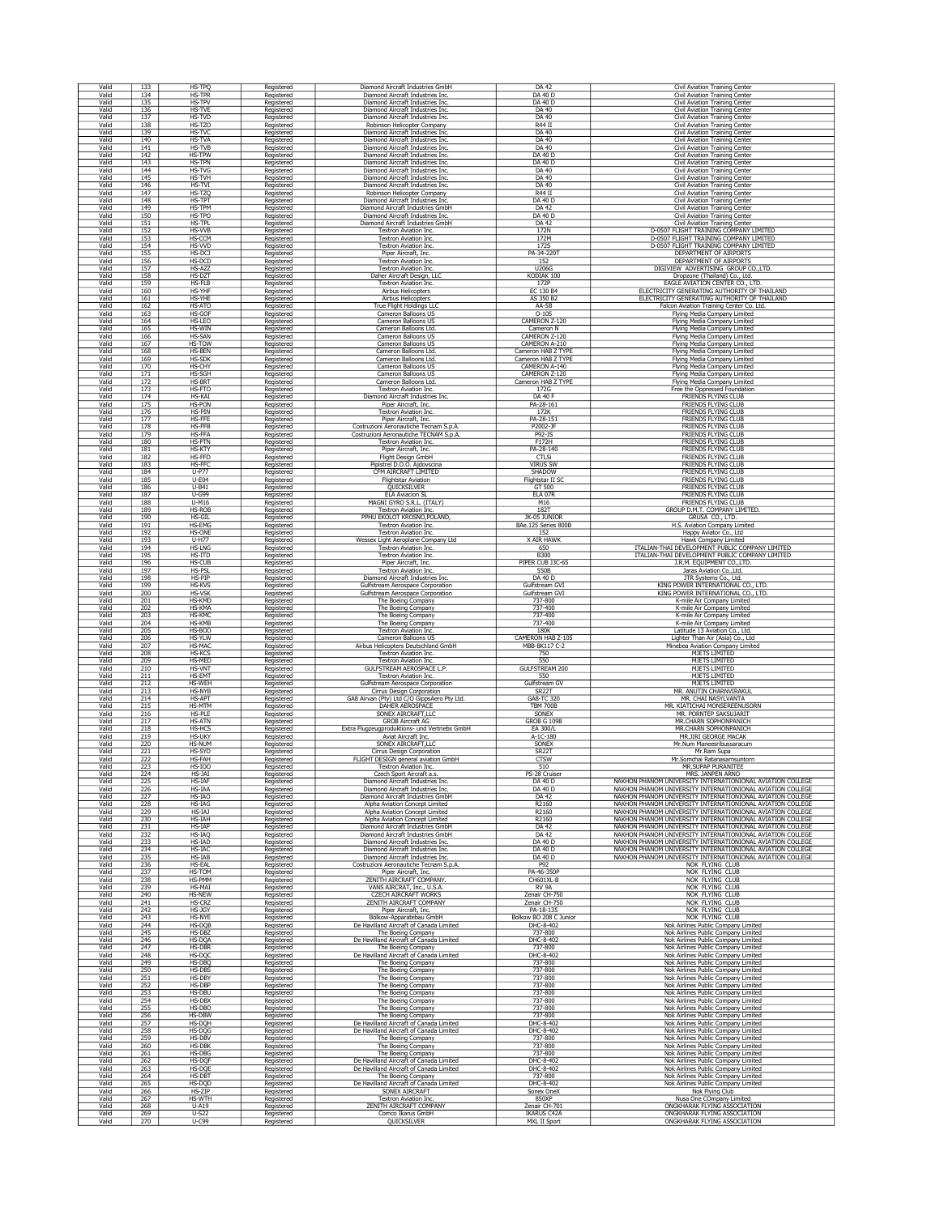| Valid | 133 | HS-TPQ | Registered | Diamond Aircraft Industries GmbH | DA 42 | Civil Aviation Training Center |
|---|---|---|---|---|---|---|
| Valid | 134 | HS-TPR | Registered | Diamond Aircraft Industries Inc. | DA 40 D | Civil Aviation Training Center |
| Valid | 135 | HS-TPV | Registered | Diamond Aircraft Industries Inc. | DA 40 D | Civil Aviation Training Center |
| Valid | 136 | HS-TVE | Registered | Diamond Aircraft Industries Inc. | DA 40 | Civil Aviation Training Center |
| Valid | 137 | HS-TVD | Registered | Diamond Aircraft Industries Inc. | DA 40 | Civil Aviation Training Center |
| Valid | 138 | HS-TZO | Registered | Robinson Helicopter Company | R44 II | Civil Aviation Training Center |
| Valid | 139 | HS-TVC | Registered | Diamond Aircraft Industries Inc. | DA 40 | Civil Aviation Training Center |
| Valid | 140 | HS-TVA | Registered | Diamond Aircraft Industries Inc. | DA 40 | Civil Aviation Training Center |
| Valid | 141 | HS-TVB | Registered | Diamond Aircraft Industries Inc. | DA 40 | Civil Aviation Training Center |
| Valid | 142 | HS-TPW | Registered | Diamond Aircraft Industries Inc. | DA 40 D | Civil Aviation Training Center |
| Valid | 143 | HS-TPN | Registered | Diamond Aircraft Industries Inc. | DA 40 D | Civil Aviation Training Center |
| Valid | 144 | HS-TVG | Registered | Diamond Aircraft Industries Inc. | DA 40 | Civil Aviation Training Center |
| Valid | 145 | HS-TVH | Registered | Diamond Aircraft Industries Inc. | DA 40 | Civil Aviation Training Center |
| Valid | 146 | HS-TVI | Registered | Diamond Aircraft Industries Inc. | DA 40 | Civil Aviation Training Center |
| Valid | 147 | HS-TZQ | Registered | Robinson Helicopter Company | R44 II | Civil Aviation Training Center |
| Valid | 148 | HS-TPT | Registered | Diamond Aircraft Industries Inc. | DA 40 D | Civil Aviation Training Center |
| Valid | 149 | HS-TPM | Registered | Diamond Aircraft Industries GmbH | DA 42 | Civil Aviation Training Center |
| Valid | 150 | HS-TPO | Registered | Diamond Aircraft Industries Inc. | DA 40 D | Civil Aviation Training Center |
| Valid | 151 | HS-TPL | Registered | Diamond Aircraft Industries GmbH | DA 42 | Civil Aviation Training Center |
| Valid | 152 | HS-VVB | Registered | Textron Aviation Inc. | 172N | D-0507 FLIGHT TRAINING COMPANY LIMITED |
| Valid | 153 | HS-CCM | Registered | Textron Aviation Inc. | 172M | D-0507 FLIGHT TRAINING COMPANY LIMITED |
| Valid | 154 | HS-VVD | Registered | Textron Aviation Inc. | 172S | D-0507 FLIGHT TRAINING COMPANY LIMITED |
| Valid | 155 | HS-DCJ | Registered | Piper Aircraft, Inc. | PA-34-220T | DEPARTMENT OF AIRPORTS |
| Valid | 156 | HS-DCD | Registered | Textron Aviation Inc. | 152 | DEPARTMENT OF AIRPORTS |
| Valid | 157 | HS-AZZ | Registered | Textron Aviation Inc. | U206G | DIGIVIEW ADVERTISING GROUP CO.,LTD. |
| Valid | 158 | HS-DZT | Registered | Daher Aircraft Design, LLC | KODIAK 100 | Dropzone (Thailand) Co., Ltd. |
| Valid | 159 | HS-FLB | Registered | Textron Aviation Inc. | 172P | EAGLE AVIATION CENTER CO., LTD. |
| Valid | 160 | HS-YHF | Registered | Airbus Helicopters | EC 130 B4 | ELECTRICITY GENERATING AUTHORITY OF THAILAND |
| Valid | 161 | HS-YHE | Registered | Airbus Helicopters | AS 350 B2 | ELECTRICITY GENERATING AUTHORITY OF THAILAND |
| Valid | 162 | HS-ATO | Registered | True Flight Holdings LLC | AA-5B | Falcon Aviation Training Center Co. Ltd. |
| Valid | 163 | HS-GOF | Registered | Cameron Balloons US | O-105 | Flying Media Company Limited |
| Valid | 164 | HS-LEO | Registered | Cameron Balloons US | CAMERON Z-120 | Flying Media Company Limited |
| Valid | 165 | HS-WIN | Registered | Cameron Balloons Ltd. | Cameron N | Flying Media Company Limited |
| Valid | 166 | HS-SAN | Registered | Cameron Balloons US | CAMERON Z-120 | Flying Media Company Limited |
| Valid | 167 | HS-TOW | Registered | Cameron Balloons US | CAMERON A-210 | Flying Media Company Limited |
| Valid | 168 | HS-BEN | Registered | Cameron Balloons Ltd. | Cameron HAB Z TYPE | Flying Media Company Limited |
| Valid | 169 | HS-SDK | Registered | Cameron Balloons Ltd. | Cameron HAB Z TYPE | Flying Media Company Limited |
| Valid | 170 | HS-CHY | Registered | Cameron Balloons US | CAMERON A-140 | Flying Media Company Limited |
| Valid | 171 | HS-SGH | Registered | Cameron Balloons US | CAMERON Z-120 | Flying Media Company Limited |
| Valid | 172 | HS-BRT | Registered | Cameron Balloons Ltd. | Cameron HAB Z TYPE | Flying Media Company Limited |
| Valid | 173 | HS-FTO | Registered | Textron Aviation Inc. | 172G | Free the Oppressed Foundation |
| Valid | 174 | HS-KAI | Registered | Diamond Aircraft Industries Inc. | DA 40 F | FRIENDS FLYING CLUB |
| Valid | 175 | HS-PON | Registered | Piper Aircraft, Inc. | PA-28-161 | FRIENDS FLYING CLUB |
| Valid | 176 | HS-PIN | Registered | Textron Aviation Inc. | 172K | FRIENDS FLYING CLUB |
| Valid | 177 | HS-FFE | Registered | Piper Aircraft, Inc. | PA-28-151 | FRIENDS FLYING CLUB |
| Valid | 178 | HS-FFB | Registered | Costruzioni Aeronautiche Tecnam S.p.A. | P2002-JF | FRIENDS FLYING CLUB |
| Valid | 179 | HS-FFA | Registered | Costruzioni Aeronautiche TECNAM S.p.A. | P92-JS | FRIENDS FLYING CLUB |
| Valid | 180 | HS-PTN | Registered | Textron Aviation Inc. | F172H | FRIENDS FLYING CLUB |
| Valid | 181 | HS-KTY | Registered | Piper Aircraft, Inc. | PA-28-140 | FRIENDS FLYING CLUB |
| Valid | 182 | HS-FFD | Registered | Flight Design GmbH | CTLSi | FRIENDS FLYING CLUB |
| Valid | 183 | HS-FFC | Registered | Pipistrel D.O.O. Ajdovscina | VIRUS SW | FRIENDS FLYING CLUB |
| Valid | 184 | U-P77 | Registered | CFM AIRCRAFT LIMITED | SHADOW | FRIENDS FLYING CLUB |
| Valid | 185 | U-E04 | Registered | Flightstar Aviation | Flightstar II SC | FRIENDS FLYING CLUB |
| Valid | 186 | U-B41 | Registered | QUICKSILVER | GT 500 | FRIENDS FLYING CLUB |
| Valid | 187 | U-G99 | Registered | ELA Aviacion SL | ELA 07R | FRIENDS FLYING CLUB |
| Valid | 188 | U-M16 | Registered | MAGNI GYRO S.R.L. (ITALY) | M16 | FRIENDS FLYING CLUB |
| Valid | 189 | HS-ROB | Registered | Textron Aviation Inc. | 182T | GROUP D.M.T. COMPANY LIMITED. |
| Valid | 190 | HS-GIL | Registered | PPHU EKOLOT KROSNO,POLAND, | JK-05 JUNIOR | GRUSA CO., LTD. |
| Valid | 191 | HS-EMG | Registered | Textron Aviation Inc. | BAe.125 Series 800B | H.S. Aviation Company Limited |
| Valid | 192 | HS-ONE | Registered | Textron Aviation Inc. | 152 | Happy Aviator Co., Ltd |
| Valid | 193 | U-H77 | Registered | Wessex Light Aeroplane Company Ltd | X AIR HAWK | Hawk Company Limited |
| Valid | 194 | HS-LNG | Registered | Textron Aviation Inc. | 650 | ITALIAN-THAI DEVELOPMENT PUBLIC COMPANY LIMITED |
| Valid | 195 | HS-ITD | Registered | Textron Aviation Inc. | B300 | ITALIAN-THAI DEVELOPMENT PUBLIC COMPANY LIMITED |
| Valid | 196 | HS-CUB | Registered | Piper Aircraft, Inc. | PIPER CUB J3C-65 | J.R.M. EQUIPMENT CO.,LTD. |
| Valid | 197 | HS-PSL | Registered | Textron Aviation Inc. | 550B | Jaras Aviation Co.,Ltd. |
| Valid | 198 | HS-PIP | Registered | Diamond Aircraft Industries Inc. | DA 40 D | JTR Systems Co., Ltd. |
| Valid | 199 | HS-KVS | Registered | Gulfstream Aerospace Corporation | Gulfstream GVI | KING POWER INTERNATIONAL CO., LTD. |
| Valid | 200 | HS-VSK | Registered | Gulfstream Aerospace Corporation | Gulfstream GVI | KING POWER INTERNATIONAL CO., LTD. |
| Valid | 201 | HS-KMD | Registered | The Boeing Company | 737-800 | K-mile Air Company Limited |
| Valid | 202 | HS-KMA | Registered | The Boeing Company | 737-400 | K-mile Air Company Limited |
| Valid | 203 | HS-KMC | Registered | The Boeing Company | 737-400 | K-mile Air Company Limited |
| Valid | 204 | HS-KMB | Registered | The Boeing Company | 737-400 | K-mile Air Company Limited |
| Valid | 205 | HS-BOO | Registered | Textron Aviation Inc. | 180K | Latitude 13 Aviation Co., Ltd. |
| Valid | 206 | HS-YLW | Registered | Cameron Balloons US | CAMERON HAB Z-105 | Lighter Than Air (Asia) Co., Ltd |
| Valid | 207 | HS-MAC | Registered | Airbus Helicopters Deutschland GmbH | MBB-BK117 C-2 | Minebea Aviation Company Limited |
| Valid | 208 | HS-KCS | Registered | Textron Aviation Inc. | 750 | MJETS LIMITED |
| Valid | 209 | HS-MED | Registered | Textron Aviation Inc. | 550 | MJETS LIMITED |
| Valid | 210 | HS-VNT | Registered | GULFSTREAM AEROSPACE L.P. | GULFSTREAM 200 | MJETS LIMITED |
| Valid | 211 | HS-EMT | Registered | Textron Aviation Inc. | 550 | MJETS LIMITED |
| Valid | 212 | HS-WEH | Registered | Gulfstream Aerospace Corporation | Gulfstream GV | MJETS LIMITED |
| Valid | 213 | HS-NYB | Registered | Cirrus Design Corporation | SR22T | MR. ANUTIN CHARNVIRAKUL |
| Valid | 214 | HS-APT | Registered | GA8 Airvan (Pty) Ltd C/O GippsAero Pty Ltd. | GA8-TC 320 | MR. CHAI NASYLVANTA |
| Valid | 215 | HS-MTM | Registered | DAHER AEROSPACE | TBM 700B | MR. KIATICHAI MONSEREENUSORN |
| Valid | 216 | HS-PLE | Registered | SONEX AIRCRAFT,LLC | SONEX | MR. PORNTEP SAKSUJARIT |
| Valid | 217 | HS-ATN | Registered | GROB Aircraft AG | GROB G 109B | MR.CHARN SOPHONPANICH |
| Valid | 218 | HS-HCS | Registered | Extra Flugzeugproduktions- und Vertriebs GmbH | EA 300/L | MR.CHARN SOPHONPANICH |
| Valid | 219 | HS-UKY | Registered | Aviat Aircraft Inc. | A-1C-180 | MR.JIRI GEORGE MACAK |
| Valid | 220 | HS-NUM | Registered | SONEX AIRCRAFT,LLC | SONEX | Mr.Num Maneesribussaracum |
| Valid | 221 | HS-SYD | Registered | Cirrus Design Corporation | SR22T | Mr.Ram Supa |
| Valid | 222 | HS-FAH | Registered | FLIGHT DESIGN general aviation GmbH | CTSW | Mr.Somchai Ratanasamsuntorn |
| Valid | 223 | HS-IOO | Registered | Textron Aviation Inc. | 510 | MR.SUPAP PURANITEE |
| Valid | 224 | HS-JAI | Registered | Czech Sport Aircraft a.s. | PS-28 Cruiser | MRS. JANPEN ARNO |
| Valid | 225 | HS-IAF | Registered | Diamond Aircraft Industries Inc. | DA 40 D | NAKHON PHANOM UNIVERSITY INTERNATIONIONAL AVIATION COLLEGE |
| Valid | 226 | HS-IAA | Registered | Diamond Aircraft Industries Inc. | DA 40 D | NAKHON PHANOM UNIVERSITY INTERNATIONIONAL AVIATION COLLEGE |
| Valid | 227 | HS-IAO | Registered | Diamond Aircraft Industries GmbH | DA 42 | NAKHON PHANOM UNIVERSITY INTERNATIONIONAL AVIATION COLLEGE |
| Valid | 228 | HS-IAG | Registered | Alpha Aviation Concept Limited | R2160 | NAKHON PHANOM UNIVERSITY INTERNATIONIONAL AVIATION COLLEGE |
| Valid | 229 | HS-IAJ | Registered | Alpha Aviation Concept Limited | R2160 | NAKHON PHANOM UNIVERSITY INTERNATIONIONAL AVIATION COLLEGE |
| Valid | 230 | HS-IAH | Registered | Alpha Aviation Concept Limited | R2160 | NAKHON PHANOM UNIVERSITY INTERNATIONIONAL AVIATION COLLEGE |
| Valid | 231 | HS-IAP | Registered | Diamond Aircraft Industries GmbH | DA 42 | NAKHON PHANOM UNIVERSITY INTERNATIONIONAL AVIATION COLLEGE |
| Valid | 232 | HS-IAQ | Registered | Diamond Aircraft Industries GmbH | DA 42 | NAKHON PHANOM UNIVERSITY INTERNATIONIONAL AVIATION COLLEGE |
| Valid | 233 | HS-IAD | Registered | Diamond Aircraft Industries Inc. | DA 40 D | NAKHON PHANOM UNIVERSITY INTERNATIONIONAL AVIATION COLLEGE |
| Valid | 234 | HS-IAC | Registered | Diamond Aircraft Industries Inc. | DA 40 D | NAKHON PHANOM UNIVERSITY INTERNATIONIONAL AVIATION COLLEGE |
| Valid | 235 | HS-IAB | Registered | Diamond Aircraft Industries Inc. | DA 40 D | NAKHON PHANOM UNIVERSITY INTERNATIONIONAL AVIATION COLLEGE |
| Valid | 236 | HS-EAL | Registered | Costruzioni Aeronautiche Tecnam S.p.A. | P92 | NOK FLYING CLUB |
| Valid | 237 | HS-TOM | Registered | Piper Aircraft, Inc. | PA-46-350P | NOK FLYING CLUB |
| Valid | 238 | HS-PMM | Registered | ZENITH AIRCRAFT COMPANY. | CH601XL-B | NOK FLYING CLUB |
| Valid | 239 | HS-MAI | Registered | VANS AIRCRAT, Inc., U.S.A. | RV 9A | NOK FLYING CLUB |
| Valid | 240 | HS-NEW | Registered | CZECH AIRCRAFT WORKS | Zenair CH-750 | NOK FLYING CLUB |
| Valid | 241 | HS-CRZ | Registered | ZENITH AIRCRAFT COMPANY | Zenair CH-750 | NOK FLYING CLUB |
| Valid | 242 | HS-JGY | Registered | Piper Aircraft, Inc. | PA-18-135 | NOK FLYING CLUB |
| Valid | 243 | HS-NYE | Registered | Bolkow-Apparatebau GmbH | Bolkow BO 208 C Junior | NOK FLYING CLUB |
| Valid | 244 | HS-DQB | Registered | De Havilland Aircraft of Canada Limited | DHC-8-402 | Nok Airlines Public Company Limited |
| Valid | 245 | HS-DBZ | Registered | The Boeing Company | 737-800 | Nok Airlines Public Company Limited |
| Valid | 246 | HS-DQA | Registered | De Havilland Aircraft of Canada Limited | DHC-8-402 | Nok Airlines Public Company Limited |
| Valid | 247 | HS-DBR | Registered | The Boeing Company | 737-800 | Nok Airlines Public Company Limited |
| Valid | 248 | HS-DQC | Registered | De Havilland Aircraft of Canada Limited | DHC-8-402 | Nok Airlines Public Company Limited |
| Valid | 249 | HS-DBQ | Registered | The Boeing Company | 737-800 | Nok Airlines Public Company Limited |
| Valid | 250 | HS-DBS | Registered | The Boeing Company | 737-800 | Nok Airlines Public Company Limited |
| Valid | 251 | HS-DBY | Registered | The Boeing Company | 737-800 | Nok Airlines Public Company Limited |
| Valid | 252 | HS-DBP | Registered | The Boeing Company | 737-800 | Nok Airlines Public Company Limited |
| Valid | 253 | HS-DBU | Registered | The Boeing Company | 737-800 | Nok Airlines Public Company Limited |
| Valid | 254 | HS-DBX | Registered | The Boeing Company | 737-800 | Nok Airlines Public Company Limited |
| Valid | 255 | HS-DBO | Registered | The Boeing Company | 737-800 | Nok Airlines Public Company Limited |
| Valid | 256 | HS-DBW | Registered | The Boeing Company | 737-800 | Nok Airlines Public Company Limited |
| Valid | 257 | HS-DQH | Registered | De Havilland Aircraft of Canada Limited | DHC-8-402 | Nok Airlines Public Company Limited |
| Valid | 258 | HS-DQG | Registered | De Havilland Aircraft of Canada Limited | DHC-8-402 | Nok Airlines Public Company Limited |
| Valid | 259 | HS-DBV | Registered | The Boeing Company | 737-800 | Nok Airlines Public Company Limited |
| Valid | 260 | HS-DBK | Registered | The Boeing Company | 737-800 | Nok Airlines Public Company Limited |
| Valid | 261 | HS-DBG | Registered | The Boeing Company | 737-800 | Nok Airlines Public Company Limited |
| Valid | 262 | HS-DQF | Registered | De Havilland Aircraft of Canada Limited | DHC-8-402 | Nok Airlines Public Company Limited |
| Valid | 263 | HS-DQE | Registered | De Havilland Aircraft of Canada Limited | DHC-8-402 | Nok Airlines Public Company Limited |
| Valid | 264 | HS-DBT | Registered | The Boeing Company | 737-800 | Nok Airlines Public Company Limited |
| Valid | 265 | HS-DQD | Registered | De Havilland Aircraft of Canada Limited | DHC-8-402 | Nok Airlines Public Company Limited |
| Valid | 266 | HS-ZIP | Registered | SONEX AIRCRAFT | Sonex OneX | Nok Flying Club |
| Valid | 267 | HS-WTH | Registered | Textron Aviation Inc. | 850XP | Nusa One COmpany Limited |
| Valid | 268 | U-A19 | Registered | ZENITH AIRCRAFT COMPANY | Zenair CH-701 | ONGKHARAK FLYING ASSOCIATION |
| Valid | 269 | U-S22 | Registered | Comco Ikarus GmbH | IKARUS C42A | ONGKHARAK FLYING ASSOCIATION |
| Valid | 270 | U-C99 | Registered | QUICKSILVER | MXL II Sport | ONGKHARAK FLYING ASSOCIATION |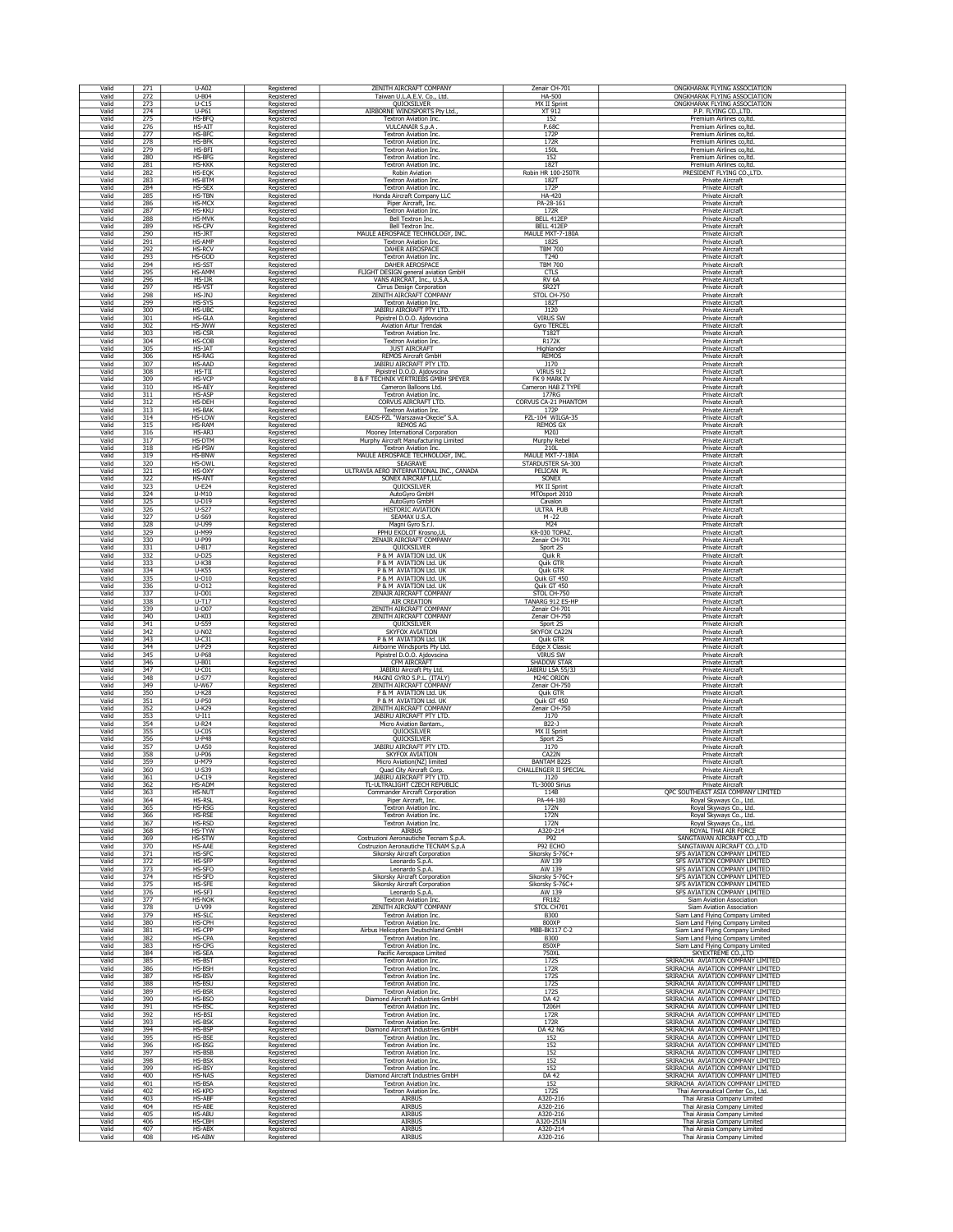| Valid | 271 | U-A02 | Registered | ZENITH AIRCRAFT COMPANY | Zenair CH-701 | ONGKHARAK FLYING ASSOCIATION |
|---|---|---|---|---|---|---|
| Valid | 272 | U-B04 | Registered | Taiwan U.L.A.E.V. Co., Ltd. | HA-500 | ONGKHARAK FLYING ASSOCIATION |
| Valid | 273 | U-C15 | Registered | QUICKSILVER | MX II Sprint | ONGKHARAK FLYING ASSOCIATION |
| Valid | 274 | U-P61 | Registered | AIRBORNE WINDSPORTS Pty Ltd., | XT 912 | P.P. FLYING CO.,LTD. |
| Valid | 275 | HS-BFQ | Registered | Textron Aviation Inc. | 152 | Premium Airlines co,ltd. |
| Valid | 276 | HS-AIT | Registered | VULCANAIR S.p.A . | P.68C | Premium Airlines co,ltd. |
| Valid | 277 | HS-BFC | Registered | Textron Aviation Inc. | 172P | Premium Airlines co,ltd. |
| Valid | 278 | HS-BFK | Registered | Textron Aviation Inc. | 172R | Premium Airlines co,ltd. |
| Valid | 279 | HS-BFI | Registered | Textron Aviation Inc. | 150L | Premium Airlines co,ltd. |
| Valid | 280 | HS-BFG | Registered | Textron Aviation Inc. | 152 | Premium Airlines co,ltd. |
| Valid | 281 | HS-KKK | Registered | Textron Aviation Inc. | 182T | Premium Airlines co,ltd. |
| Valid | 282 | HS-EQK | Registered | Robin Aviation | Robin HR 100-250TR | PRESIDENT FLYING CO.,LTD. |
| Valid | 283 | HS-BTM | Registered | Textron Aviation Inc. | 182T | Private Aircraft |
| Valid | 284 | HS-SEX | Registered | Textron Aviation Inc. | 172P | Private Aircraft |
| Valid | 285 | HS-TBN | Registered | Honda Aircraft Company LLC | HA-420 | Private Aircraft |
| Valid | 286 | HS-MCX | Registered | Piper Aircraft, Inc. | PA-28-161 | Private Aircraft |
| Valid | 287 | HS-KKU | Registered | Textron Aviation Inc. | 172R | Private Aircraft |
| Valid | 288 | HS-MVK | Registered | Bell Textron Inc. | BELL 412EP | Private Aircraft |
| Valid | 289 | HS-CPV | Registered | Bell Textron Inc. | BELL 412EP | Private Aircraft |
| Valid | 290 | HS-JRT | Registered | MAULE AEROSPACE TECHNOLOGY, INC. | MAULE MXT-7-180A | Private Aircraft |
| Valid | 291 | HS-AMP | Registered | Textron Aviation Inc. | 182S | Private Aircraft |
| Valid | 292 | HS-RCV | Registered | DAHER AEROSPACE | TBM 700 | Private Aircraft |
| Valid | 293 | HS-GOD | Registered | Textron Aviation Inc. | T240 | Private Aircraft |
| Valid | 294 | HS-SST | Registered | DAHER AEROSPACE | TBM 700 | Private Aircraft |
| Valid | 295 | HS-AMM | Registered | FLIGHT DESIGN general aviation GmbH | CTLS | Private Aircraft |
| Valid | 296 | HS-IJR | Registered | VANS AIRCRAT, Inc., U.S.A. | RV 6A | Private Aircraft |
| Valid | 297 | HS-VST | Registered | Cirrus Design Corporation | SR22T | Private Aircraft |
| Valid | 298 | HS-JNJ | Registered | ZENITH AIRCRAFT COMPANY | STOL CH-750 | Private Aircraft |
| Valid | 299 | HS-SYS | Registered | Textron Aviation Inc. | 182T | Private Aircraft |
| Valid | 300 | HS-UBC | Registered | JABIRU AIRCRAFT PTY LTD. | J120 | Private Aircraft |
| Valid | 301 | HS-GLA | Registered | Pipistrel D.O.O. Ajdovscina | VIRUS SW | Private Aircraft |
| Valid | 302 | HS-JWW | Registered | Aviation Artur Trendak | Gyro TERCEL | Private Aircraft |
| Valid | 303 | HS-CSR | Registered | Textron Aviation Inc. | T182T | Private Aircraft |
| Valid | 304 | HS-COB | Registered | Textron Aviation Inc. | R172K | Private Aircraft |
| Valid | 305 | HS-IAT | Registered | JUST AIRCRAFT | Highlander | Private Aircraft |
| Valid | 306 | HS-RAG | Registered | REMOS Aircraft GmbH | REMOS | Private Aircraft |
| Valid | 307 | HS-AAD | Registered | JABIRU AIRCRAFT PTY LTD. | J170 | Private Aircraft |
| Valid | 308 | HS-TII | Registered | Pipistrel D.O.O. Ajdovscina | VIRUS 912 | Private Aircraft |
| Valid | 309 | HS-VCP | Registered | B & F TECHNIK VERTRIEBS GMBH SPEYER | FK 9 MARK IV | Private Aircraft |
| Valid | 310 | HS-AEY | Registered | Cameron Balloons Ltd. | Cameron HAB Z TYPE | Private Aircraft |
| Valid | 311 | HS-ASP | Registered | Textron Aviation Inc. | 177RG | Private Aircraft |
| Valid | 312 | HS-DEH | Registered | CORVUS AIRCRAFT LTD. | CORVUS CA-21 PHANTOM | Private Aircraft |
| Valid | 313 | HS-BAK | Registered | Textron Aviation Inc. | 172P | Private Aircraft |
| Valid | 314 | HS-LOW | Registered | EADS-PZL "Warszawa-Okecie" S.A. | PZL-104 WILGA-35 | Private Aircraft |
| Valid | 315 | HS-RAM | Registered | REMOS AG | REMOS GX | Private Aircraft |
| Valid | 316 | HS-ARJ | Registered | Mooney International Corporation | M20J | Private Aircraft |
| Valid | 317 | HS-DTM | Registered | Murphy Aircraft Manufacturing Limited | Murphy Rebel | Private Aircraft |
| Valid | 318 | HS-PSW | Registered | Textron Aviation Inc. | 210L | Private Aircraft |
| Valid | 319 | HS-BNW | Registered | MAULE AEROSPACE TECHNOLOGY, INC. | MAULE MXT-7-180A | Private Aircraft |
| Valid | 320 | HS-OWL | Registered | SEAGRAVE | STARDUSTER SA-300 | Private Aircraft |
| Valid | 321 | HS-OXY | Registered | ULTRAVIA AERO INTERNATIONAL INC., CANADA | PELICAN PL | Private Aircraft |
| Valid | 322 | HS-ANT | Registered | SONEX AIRCRAFT,LLC | SONEX | Private Aircraft |
| Valid | 323 | U-E24 | Registered | QUICKSILVER | MX II Sprint | Private Aircraft |
| Valid | 324 | U-M10 | Registered | AutoGyro GmbH | MTOsport 2010 | Private Aircraft |
| Valid | 325 | U-D19 | Registered | AutoGyro GmbH | Cavalon | Private Aircraft |
| Valid | 326 | U-S27 | Registered | HISTORIC AVIATION | ULTRA PUB | Private Aircraft |
| Valid | 327 | U-S69 | Registered | SEAMAX U.S.A. | M -22 | Private Aircraft |
| Valid | 328 | U-U99 | Registered | Magni Gyro S.r.l. | M24 | Private Aircraft |
| Valid | 329 | U-M99 | Registered | PPHU EKOLOT Krosno,UL | KR-030 TOPAZ. | Private Aircraft |
| Valid | 330 | U-P99 | Registered | ZENAIR AIRCRAFT COMPANY | Zenair CH-701 | Private Aircraft |
| Valid | 331 | U-B17 | Registered | QUICKSILVER | Sport 2S | Private Aircraft |
| Valid | 332 | U-D25 | Registered | P & M AVIATION Ltd. UK | Quik R | Private Aircraft |
| Valid | 333 | U-K38 | Registered | P & M AVIATION Ltd. UK | Quik GTR | Private Aircraft |
| Valid | 334 | U-K55 | Registered | P & M AVIATION Ltd. UK | Quik GTR | Private Aircraft |
| Valid | 335 | U-O10 | Registered | P & M AVIATION Ltd. UK | Quik GT 450 | Private Aircraft |
| Valid | 336 | U-O12 | Registered | P & M AVIATION Ltd. UK | Quik GT 450 | Private Aircraft |
| Valid | 337 | U-O01 | Registered | ZENAIR AIRCRAFT COMPANY | STOL CH-750 | Private Aircraft |
| Valid | 338 | U-T17 | Registered | AIR CREATION | TANARG 912 ES-HP | Private Aircraft |
| Valid | 339 | U-O07 | Registered | ZENITH AIRCRAFT COMPANY | Zenair CH-701 | Private Aircraft |
| Valid | 340 | U-K03 | Registered | ZENITH AIRCRAFT COMPANY | Zenair CH-750 | Private Aircraft |
| Valid | 341 | U-S59 | Registered | QUICKSILVER | Sport 2S | Private Aircraft |
| Valid | 342 | U-N02 | Registered | SKYFOX AVIATION | SKYFOX CA22N | Private Aircraft |
| Valid | 343 | U-C31 | Registered | P & M AVIATION Ltd. UK | Quik GTR | Private Aircraft |
| Valid | 344 | U-P29 | Registered | Airborne Windsports Pty Ltd. | Edge X Classic | Private Aircraft |
| Valid | 345 | U-P68 | Registered | Pipistrel D.O.O. Ajdovscina | VIRUS SW | Private Aircraft |
| Valid | 346 | U-B01 | Registered | CFM AIRCRAFT | SHADOW STAR | Private Aircraft |
| Valid | 347 | U-C01 | Registered | JABIRU Aircraft Pty Ltd. | JABIRU LSA 55/3J | Private Aircraft |
| Valid | 348 | U-S77 | Registered | MAGNI GYRO S.P.L. (ITALY) | M24C ORION | Private Aircraft |
| Valid | 349 | U-W67 | Registered | ZENITH AIRCRAFT COMPANY | Zenair CH-750 | Private Aircraft |
| Valid | 350 | U-K28 | Registered | P & M AVIATION Ltd. UK | Quik GTR | Private Aircraft |
| Valid | 351 | U-P50 | Registered | P & M AVIATION Ltd. UK | Quik GT 450 | Private Aircraft |
| Valid | 352 | U-K29 | Registered | ZENITH AIRCRAFT COMPANY | Zenair CH-750 | Private Aircraft |
| Valid | 353 | U-I11 | Registered | JABIRU AIRCRAFT PTY LTD. | J170 | Private Aircraft |
| Valid | 354 | U-R24 | Registered | Micro Aviation Bantam., | B22-J | Private Aircraft |
| Valid | 355 | U-C05 | Registered | QUICKSILVER | MX II Sprint | Private Aircraft |
| Valid | 356 | U-P48 | Registered | QUICKSILVER | Sport 2S | Private Aircraft |
| Valid | 357 | U-A50 | Registered | JABIRU AIRCRAFT PTY LTD. | J170 | Private Aircraft |
| Valid | 358 | U-P06 | Registered | SKYFOX AVIATION | CA22N | Private Aircraft |
| Valid | 359 | U-M79 | Registered | Micro Aviation(NZ) limited | BANTAM B22S | Private Aircraft |
| Valid | 360 | U-S39 | Registered | Quad City Aircraft Corp. | CHALLENGER II SPECIAL | Private Aircraft |
| Valid | 361 | U-C19 | Registered | JABIRU AIRCRAFT PTY LTD. | J120 | Private Aircraft |
| Valid | 362 | HS-ADM | Registered | TL-ULTRALIGHT CZECH REPUBLIC | TL-3000 Sirius | Private Aircraft |
| Valid | 363 | HS-NUT | Registered | Commander Aircraft Corporation | 114B | QPC SOUTHEAST ASIA COMPANY LIMITED |
| Valid | 364 | HS-RSL | Registered | Piper Aircraft, Inc. | PA-44-180 | Royal Skyways Co., Ltd. |
| Valid | 365 | HS-RSG | Registered | Textron Aviation Inc. | 172N | Royal Skyways Co., Ltd. |
| Valid | 366 | HS-RSE | Registered | Textron Aviation Inc. | 172N | Royal Skyways Co., Ltd. |
| Valid | 367 | HS-RSD | Registered | Textron Aviation Inc. | 172N | Royal Skyways Co., Ltd. |
| Valid | 368 | HS-TYW | Registered | AIRBUS | A320-214 | ROYAL THAI AIR FORCE |
| Valid | 369 | HS-STW | Registered | Costruzioni Aeronautiche Tecnam S.p.A. | P92 | SANGTAWAN AIRCRAFT CO.,LTD |
| Valid | 370 | HS-AAE | Registered | Costruzion Aeronautiche TECNAM S.p.A | P92 ECHO | SANGTAWAN AIRCRAFT CO.,LTD |
| Valid | 371 | HS-SFC | Registered | Sikorsky Aircraft Corporation | Sikorsky S-76C+ | SFS AVIATION COMPANY LIMITED |
| Valid | 372 | HS-SFP | Registered | Leonardo S.p.A. | AW 139 | SFS AVIATION COMPANY LIMITED |
| Valid | 373 | HS-SFO | Registered | Leonardo S.p.A. | AW 139 | SFS AVIATION COMPANY LIMITED |
| Valid | 374 | HS-SFD | Registered | Sikorsky Aircraft Corporation | Sikorsky S-76C+ | SFS AVIATION COMPANY LIMITED |
| Valid | 375 | HS-SFE | Registered | Sikorsky Aircraft Corporation | Sikorsky S-76C+ | SFS AVIATION COMPANY LIMITED |
| Valid | 376 | HS-SFJ | Registered | Leonardo S.p.A. | AW 139 | SFS AVIATION COMPANY LIMITED |
| Valid | 377 | HS-NOK | Registered | Textron Aviation Inc. | FR182 | Siam Aviation Association |
| Valid | 378 | U-V99 | Registered | ZENITH AIRCRAFT COMPANY | STOL CH701 | Siam Aviation Association |
| Valid | 379 | HS-SLC | Registered | Textron Aviation Inc. | B300 | Siam Land Flying Company Limited |
| Valid | 380 | HS-CPH | Registered | Textron Aviation Inc. | 800XP | Siam Land Flying Company Limited |
| Valid | 381 | HS-CPP | Registered | Airbus Helicopters Deutschland GmbH | MBB-BK117 C-2 | Siam Land Flying Company Limited |
| Valid | 382 | HS-CPA | Registered | Textron Aviation Inc. | B300 | Siam Land Flying Company Limited |
| Valid | 383 | HS-CPG | Registered | Textron Aviation Inc. | 850XP | Siam Land Flying Company Limited |
| Valid | 384 | HS-SEA | Registered | Pacific Aerospace Limited | 750XL | SKYEXTREME CO.,LTD |
| Valid | 385 | HS-BST | Registered | Textron Aviation Inc. | 172S | SRIRACHA AVIATION COMPANY LIMITED |
| Valid | 386 | HS-BSH | Registered | Textron Aviation Inc. | 172R | SRIRACHA AVIATION COMPANY LIMITED |
| Valid | 387 | HS-BSV | Registered | Textron Aviation Inc. | 172S | SRIRACHA AVIATION COMPANY LIMITED |
| Valid | 388 | HS-BSU | Registered | Textron Aviation Inc. | 172S | SRIRACHA AVIATION COMPANY LIMITED |
| Valid | 389 | HS-BSR | Registered | Textron Aviation Inc. | 172S | SRIRACHA AVIATION COMPANY LIMITED |
| Valid | 390 | HS-BSO | Registered | Diamond Aircraft Industries GmbH | DA 42 | SRIRACHA AVIATION COMPANY LIMITED |
| Valid | 391 | HS-BSC | Registered | Textron Aviation Inc. | T206H | SRIRACHA AVIATION COMPANY LIMITED |
| Valid | 392 | HS-BSI | Registered | Textron Aviation Inc. | 172R | SRIRACHA AVIATION COMPANY LIMITED |
| Valid | 393 | HS-BSK | Registered | Textron Aviation Inc. | 172R | SRIRACHA AVIATION COMPANY LIMITED |
| Valid | 394 | HS-BSP | Registered | Diamond Aircraft Industries GmbH | DA 42 NG | SRIRACHA AVIATION COMPANY LIMITED |
| Valid | 395 | HS-BSE | Registered | Textron Aviation Inc. | 152 | SRIRACHA AVIATION COMPANY LIMITED |
| Valid | 396 | HS-BSG | Registered | Textron Aviation Inc. | 152 | SRIRACHA AVIATION COMPANY LIMITED |
| Valid | 397 | HS-BSB | Registered | Textron Aviation Inc. | 152 | SRIRACHA AVIATION COMPANY LIMITED |
| Valid | 398 | HS-BSX | Registered | Textron Aviation Inc. | 152 | SRIRACHA AVIATION COMPANY LIMITED |
| Valid | 399 | HS-BSY | Registered | Textron Aviation Inc. | 152 | SRIRACHA AVIATION COMPANY LIMITED |
| Valid | 400 | HS-NAS | Registered | Diamond Aircraft Industries GmbH | DA 42 | SRIRACHA AVIATION COMPANY LIMITED |
| Valid | 401 | HS-BSA | Registered | Textron Aviation Inc. | 152 | SRIRACHA AVIATION COMPANY LIMITED |
| Valid | 402 | HS-KPD | Registered | Textron Aviation Inc. | 172S | Thai Aeronautical Center Co., Ltd. |
| Valid | 403 | HS-ABF | Registered | AIRBUS | A320-216 | Thai Airasia Company Limited |
| Valid | 404 | HS-ABE | Registered | AIRBUS | A320-216 | Thai Airasia Company Limited |
| Valid | 405 | HS-ABU | Registered | AIRBUS | A320-216 | Thai Airasia Company Limited |
| Valid | 406 | HS-CBH | Registered | AIRBUS | A320-251N | Thai Airasia Company Limited |
| Valid | 407 | HS-ABX | Registered | AIRBUS | A320-214 | Thai Airasia Company Limited |
| Valid | 408 | HS-ABW | Registered | AIRBUS | A320-216 | Thai Airasia Company Limited |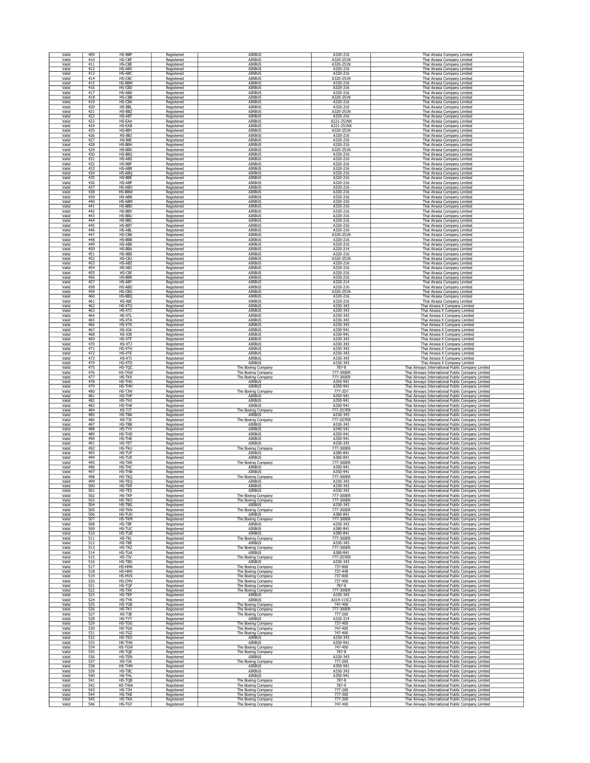| Valid | 409 | HS-BBP | Registered | AIRBUS | A320-216 | Thai Airasia Company Limited |
|---|---|---|---|---|---|---|
| Valid | 410 | HS-CBF | Registered | AIRBUS | A320-251N | Thai Airasia Company Limited |
| Valid | 411 | HS-CBE | Registered | AIRBUS | A320-251N | Thai Airasia Company Limited |
| Valid | 412 | HS-ABV | Registered | AIRBUS | A320-216 | Thai Airasia Company Limited |
| Valid | 413 | HS-ABC | Registered | AIRBUS | A320-216 | Thai Airasia Company Limited |
| Valid | 414 | HS-CBC | Registered | AIRBUS | A320-251N | Thai Airasia Company Limited |
| Valid | 415 | HS-BBM | Registered | AIRBUS | A320-216 | Thai Airasia Company Limited |
| Valid | 416 | HS-CBD | Registered | AIRBUS | A320-216 | Thai Airasia Company Limited |
| Valid | 417 | HS-ABA | Registered | AIRBUS | A320-216 | Thai Airasia Company Limited |
| Valid | 418 | HS-CBB | Registered | AIRBUS | A320-251N | Thai Airasia Company Limited |
| Valid | 419 | HS-CBA | Registered | AIRBUS | A320-216 | Thai Airasia Company Limited |
| Valid | 420 | HS-BBL | Registered | AIRBUS | A320-216 | Thai Airasia Company Limited |
| Valid | 421 | HS-BBZ | Registered | AIRBUS | A320-251N | Thai Airasia Company Limited |
| Valid | 422 | HS-ABT | Registered | AIRBUS | A320-216 | Thai Airasia Company Limited |
| Valid | 423 | HS-EAA | Registered | AIRBUS | A321-251NX | Thai Airasia Company Limited |
| Valid | 424 | HS-EAB | Registered | AIRBUS | A321-251NX | Thai Airasia Company Limited |
| Valid | 425 | HS-BBY | Registered | AIRBUS | A320-251N | Thai Airasia Company Limited |
| Valid | 426 | HS-BBJ | Registered | AIRBUS | A320-216 | Thai Airasia Company Limited |
| Valid | 427 | HS-BBI | Registered | AIRBUS | A320-216 | Thai Airasia Company Limited |
| Valid | 428 | HS-BBH | Registered | AIRBUS | A320-216 | Thai Airasia Company Limited |
| Valid | 429 | HS-BBX | Registered | AIRBUS | A320-251N | Thai Airasia Company Limited |
| Valid | 430 | HS-BBG | Registered | AIRBUS | A320-216 | Thai Airasia Company Limited |
| Valid | 431 | HS-ABS | Registered | AIRBUS | A320-216 | Thai Airasia Company Limited |
| Valid | 432 | HS-BBF | Registered | AIRBUS | A320-216 | Thai Airasia Company Limited |
| Valid | 433 | HS-ABR | Registered | AIRBUS | A320-216 | Thai Airasia Company Limited |
| Valid | 434 | HS-ABQ | Registered | AIRBUS | A320-216 | Thai Airasia Company Limited |
| Valid | 435 | HS-BBE | Registered | AIRBUS | A320-216 | Thai Airasia Company Limited |
| Valid | 436 | HS-ABP | Registered | AIRBUS | A320-216 | Thai Airasia Company Limited |
| Valid | 437 | HS-ABO | Registered | AIRBUS | A320-216 | Thai Airasia Company Limited |
| Valid | 438 | HS-BBW | Registered | AIRBUS | A320-216 | Thai Airasia Company Limited |
| Valid | 439 | HS-ABN | Registered | AIRBUS | A320-216 | Thai Airasia Company Limited |
| Valid | 440 | HS-ABM | Registered | AIRBUS | A320-216 | Thai Airasia Company Limited |
| Valid | 441 | HS-BBD | Registered | AIRBUS | A320-216 | Thai Airasia Company Limited |
| Valid | 442 | HS-BBV | Registered | AIRBUS | A320-216 | Thai Airasia Company Limited |
| Valid | 443 | HS-BBU | Registered | AIRBUS | A320-216 | Thai Airasia Company Limited |
| Valid | 444 | HS-BBC | Registered | AIRBUS | A320-216 | Thai Airasia Company Limited |
| Valid | 445 | HS-BBT | Registered | AIRBUS | A320-216 | Thai Airasia Company Limited |
| Valid | 446 | HS-ABL | Registered | AIRBUS | A320-216 | Thai Airasia Company Limited |
| Valid | 447 | HS-CBK | Registered | AIRBUS | A320-251N | Thai Airasia Company Limited |
| Valid | 448 | HS-BBB | Registered | AIRBUS | A320-216 | Thai Airasia Company Limited |
| Valid | 449 | HS-ABK | Registered | AIRBUS | A320-216 | Thai Airasia Company Limited |
| Valid | 450 | HS-BBA | Registered | AIRBUS | A320-214 | Thai Airasia Company Limited |
| Valid | 451 | HS-BBS | Registered | AIRBUS | A320-216 | Thai Airasia Company Limited |
| Valid | 452 | HS-CBJ | Registered | AIRBUS | A320-251N | Thai Airasia Company Limited |
| Valid | 453 | HS-ABZ | Registered | AIRBUS | A320-216 | Thai Airasia Company Limited |
| Valid | 454 | HS-ABJ | Registered | AIRBUS | A320-216 | Thai Airasia Company Limited |
| Valid | 455 | HS-CBI | Registered | AIRBUS | A320-216 | Thai Airasia Company Limited |
| Valid | 456 | HS-BBR | Registered | AIRBUS | A320-216 | Thai Airasia Company Limited |
| Valid | 457 | HS-ABY | Registered | AIRBUS | A320-214 | Thai Airasia Company Limited |
| Valid | 458 | HS-ABD | Registered | AIRBUS | A320-216 | Thai Airasia Company Limited |
| Valid | 459 | HS-CBG | Registered | AIRBUS | A320-251N | Thai Airasia Company Limited |
| Valid | 460 | HS-BBQ | Registered | AIRBUS | A320-216 | Thai Airasia Company Limited |
| Valid | 461 | HS-ABI | Registered | AIRBUS | A320-216 | Thai Airasia Company Limited |
| Valid | 462 | HS-XTG | Registered | AIRBUS | A330-343 | Thai Airasia X Company Limited |
| Valid | 463 | HS-XTC | Registered | AIRBUS | A330-343 | Thai Airasia X Company Limited |
| Valid | 464 | HS-XTL | Registered | AIRBUS | A330-343 | Thai Airasia X Company Limited |
| Valid | 465 | HS-XTA | Registered | AIRBUS | A330-343 | Thai Airasia X Company Limited |
| Valid | 466 | HS-XTK | Registered | AIRBUS | A330-343 | Thai Airasia X Company Limited |
| Valid | 467 | HS-XJA | Registered | AIRBUS | A330-941 | Thai Airasia X Company Limited |
| Valid | 468 | HS-XJB | Registered | AIRBUS | A330-941 | Thai Airasia X Company Limited |
| Valid | 469 | HS-XTF | Registered | AIRBUS | A330-343 | Thai Airasia X Company Limited |
| Valid | 470 | HS-XTJ | Registered | AIRBUS | A330-343 | Thai Airasia X Company Limited |
| Valid | 471 | HS-XTH | Registered | AIRBUS | A330-343 | Thai Airasia X Company Limited |
| Valid | 472 | HS-XTE | Registered | AIRBUS | A330-343 | Thai Airasia X Company Limited |
| Valid | 473 | HS-XTI | Registered | AIRBUS | A330-343 | Thai Airasia X Company Limited |
| Valid | 474 | HS-XTD | Registered | AIRBUS | A330-343 | Thai Airasia X Company Limited |
| Valid | 475 | HS-TQC | Registered | The Boeing Company | 787-8 | Thai Airways International Public Company Limited |
| Valid | 476 | HS-TKW | Registered | The Boeing Company | 777-300ER | Thai Airways International Public Company Limited |
| Valid | 477 | HS-TKX | Registered | The Boeing Company | 777-300ER | Thai Airways International Public Company Limited |
| Valid | 478 | HS-THG | Registered | AIRBUS | A350-941 | Thai Airways International Public Company Limited |
| Valid | 479 | HS-THH | Registered | AIRBUS | A350-941 | Thai Airways International Public Company Limited |
| Valid | 480 | HS-TJW | Registered | The Boeing Company | 777-2D7 | Thai Airways International Public Company Limited |
| Valid | 481 | HS-THF | Registered | AIRBUS | A350-941 | Thai Airways International Public Company Limited |
| Valid | 482 | HS-THJ | Registered | AIRBUS | A350-941 | Thai Airways International Public Company Limited |
| Valid | 483 | HS-THK | Registered | AIRBUS | A350-941 | Thai Airways International Public Company Limited |
| Valid | 484 | HS-TJT | Registered | The Boeing Company | 777-2D7ER | Thai Airways International Public Company Limited |
| Valid | 485 | HS-TBA | Registered | AIRBUS | A330-343 | Thai Airways International Public Company Limited |
| Valid | 486 | HS-TJS | Registered | The Boeing Company | 777-2D7ER | Thai Airways International Public Company Limited |
| Valid | 487 | HS-TBB | Registered | AIRBUS | A330-343 | Thai Airways International Public Company Limited |
| Valid | 488 | HS-TYV | Registered | AIRBUS | A340-541 | Thai Airways International Public Company Limited |
| Valid | 489 | HS-THD | Registered | AIRBUS | A350-941 | Thai Airways International Public Company Limited |
| Valid | 490 | HS-THE | Registered | AIRBUS | A350-941 | Thai Airways International Public Company Limited |
| Valid | 491 | HS-TET | Registered | AIRBUS | A330-343 | Thai Airways International Public Company Limited |
| Valid | 492 | HS-TKU | Registered | The Boeing Company | 777-300ER | Thai Airways International Public Company Limited |
| Valid | 493 | HS-TUF | Registered | AIRBUS | A380-841 | Thai Airways International Public Company Limited |
| Valid | 494 | HS-TUE | Registered | AIRBUS | A380-841 | Thai Airways International Public Company Limited |
| Valid | 495 | HS-TKR | Registered | The Boeing Company | 777-300ER | Thai Airways International Public Company Limited |
| Valid | 496 | HS-THC | Registered | AIRBUS | A350-941 | Thai Airways International Public Company Limited |
| Valid | 497 | HS-THB | Registered | AIRBUS | A350-941 | Thai Airways International Public Company Limited |
| Valid | 498 | HS-TKQ | Registered | The Boeing Company | 777-300ER | Thai Airways International Public Company Limited |
| Valid | 499 | HS-TEQ | Registered | AIRBUS | A330-343 | Thai Airways International Public Company Limited |
| Valid | 500 | HS-TER | Registered | AIRBUS | A330-343 | Thai Airways International Public Company Limited |
| Valid | 501 | HS-TES | Registered | AIRBUS | A330-343 | Thai Airways International Public Company Limited |
| Valid | 502 | HS-TKP | Registered | The Boeing Company | 777-300ER | Thai Airways International Public Company Limited |
| Valid | 503 | HS-TKO | Registered | The Boeing Company | 777-300ER | Thai Airways International Public Company Limited |
| Valid | 504 | HS-TBG | Registered | AIRBUS | A330-343 | Thai Airways International Public Company Limited |
| Valid | 505 | HS-TKN | Registered | The Boeing Company | 777-300ER | Thai Airways International Public Company Limited |
| Valid | 506 | HS-TUD | Registered | AIRBUS | A380-841 | Thai Airways International Public Company Limited |
| Valid | 507 | HS-TKM | Registered | The Boeing Company | 777-300ER | Thai Airways International Public Company Limited |
| Valid | 508 | HS-TBF | Registered | AIRBUS | A330-343 | Thai Airways International Public Company Limited |
| Valid | 509 | HS-TUC | Registered | AIRBUS | A380-841 | Thai Airways International Public Company Limited |
| Valid | 510 | HS-TUB | Registered | AIRBUS | A380-841 | Thai Airways International Public Company Limited |
| Valid | 511 | HS-TKL | Registered | The Boeing Company | 777-300ER | Thai Airways International Public Company Limited |
| Valid | 512 | HS-TBE | Registered | AIRBUS | A330-343 | Thai Airways International Public Company Limited |
| Valid | 513 | HS-TKZ | Registered | The Boeing Company | 777-300ER | Thai Airways International Public Company Limited |
| Valid | 514 | HS-TUA | Registered | AIRBUS | A380-841 | Thai Airways International Public Company Limited |
| Valid | 515 | HS-TJV | Registered | The Boeing Company | 777-2D7ER | Thai Airways International Public Company Limited |
| Valid | 516 | HS-TBD | Registered | AIRBUS | A330-343 | Thai Airways International Public Company Limited |
| Valid | 517 | HS-HMK | Registered | The Boeing Company | 737-800 | Thai Airways International Public Company Limited |
| Valid | 518 | HS-HRH | Registered | The Boeing Company | 737-448 | Thai Airways International Public Company Limited |
| Valid | 519 | HS-MVS | Registered | The Boeing Company | 737-800 | Thai Airways International Public Company Limited |
| Valid | 520 | HS-CMV | Registered | The Boeing Company | 737-400 | Thai Airways International Public Company Limited |
| Valid | 521 | HS-TQF | Registered | The Boeing Company | 787-8 | Thai Airways International Public Company Limited |
| Valid | 522 | HS-TKK | Registered | The Boeing Company | 777-300ER | Thai Airways International Public Company Limited |
| Valid | 523 | HS-TEP | Registered | AIRBUS | A330-343 | Thai Airways International Public Company Limited |
| Valid | 524 | HS-TYR | Registered | AIRBUS | A319-115CJ | Thai Airways International Public Company Limited |
| Valid | 525 | HS-TGB | Registered | The Boeing Company | 747-400 | Thai Airways International Public Company Limited |
| Valid | 526 | HS-TKY | Registered | The Boeing Company | 777-300ER | Thai Airways International Public Company Limited |
| Valid | 527 | HS-TJB | Registered | The Boeing Company | 777-200 | Thai Airways International Public Company Limited |
| Valid | 528 | HS-TYT | Registered | AIRBUS | A320-214 | Thai Airways International Public Company Limited |
| Valid | 529 | HS-TDG | Registered | The Boeing Company | 737-400 | Thai Airways International Public Company Limited |
| Valid | 530 | HS-TGA | Registered | The Boeing Company | 747-400 | Thai Airways International Public Company Limited |
| Valid | 531 | HS-TGZ | Registered | The Boeing Company | 747-400 | Thai Airways International Public Company Limited |
| Valid | 532 | HS-TEO | Registered | AIRBUS | A330-343 | Thai Airways International Public Company Limited |
| Valid | 533 | HS-THN | Registered | AIRBUS | A350-941 | Thai Airways International Public Company Limited |
| Valid | 534 | HS-TGW | Registered | The Boeing Company | 747-400 | Thai Airways International Public Company Limited |
| Valid | 535 | HS-TQE | Registered | The Boeing Company | 787-8 | Thai Airways International Public Company Limited |
| Valid | 536 | HS-TEN | Registered | AIRBUS | A330-343 | Thai Airways International Public Company Limited |
| Valid | 537 | HS-TJA | Registered | The Boeing Company | 777-200 | Thai Airways International Public Company Limited |
| Valid | 538 | HS-THM | Registered | AIRBUS | A350-941 | Thai Airways International Public Company Limited |
| Valid | 539 | HS-TBC | Registered | AIRBUS | A330-343 | Thai Airways International Public Company Limited |
| Valid | 540 | HS-THL | Registered | AIRBUS | A350-941 | Thai Airways International Public Company Limited |
| Valid | 541 | HS-TQB | Registered | The Boeing Company | 787-8 | Thai Airways International Public Company Limited |
| Valid | 542 | HS-TWA | Registered | The Boeing Company | 787-9 | Thai Airways International Public Company Limited |
| Valid | 543 | HS-TJH | Registered | The Boeing Company | 777-200 | Thai Airways International Public Company Limited |
| Valid | 544 | HS-TKB | Registered | The Boeing Company | 777-300 | Thai Airways International Public Company Limited |
| Valid | 545 | HS-TKA | Registered | The Boeing Company | 777-300 | Thai Airways International Public Company Limited |
| Valid | 546 | HS-TGY | Registered | The Boeing Company | 747-400 | Thai Airways International Public Company Limited |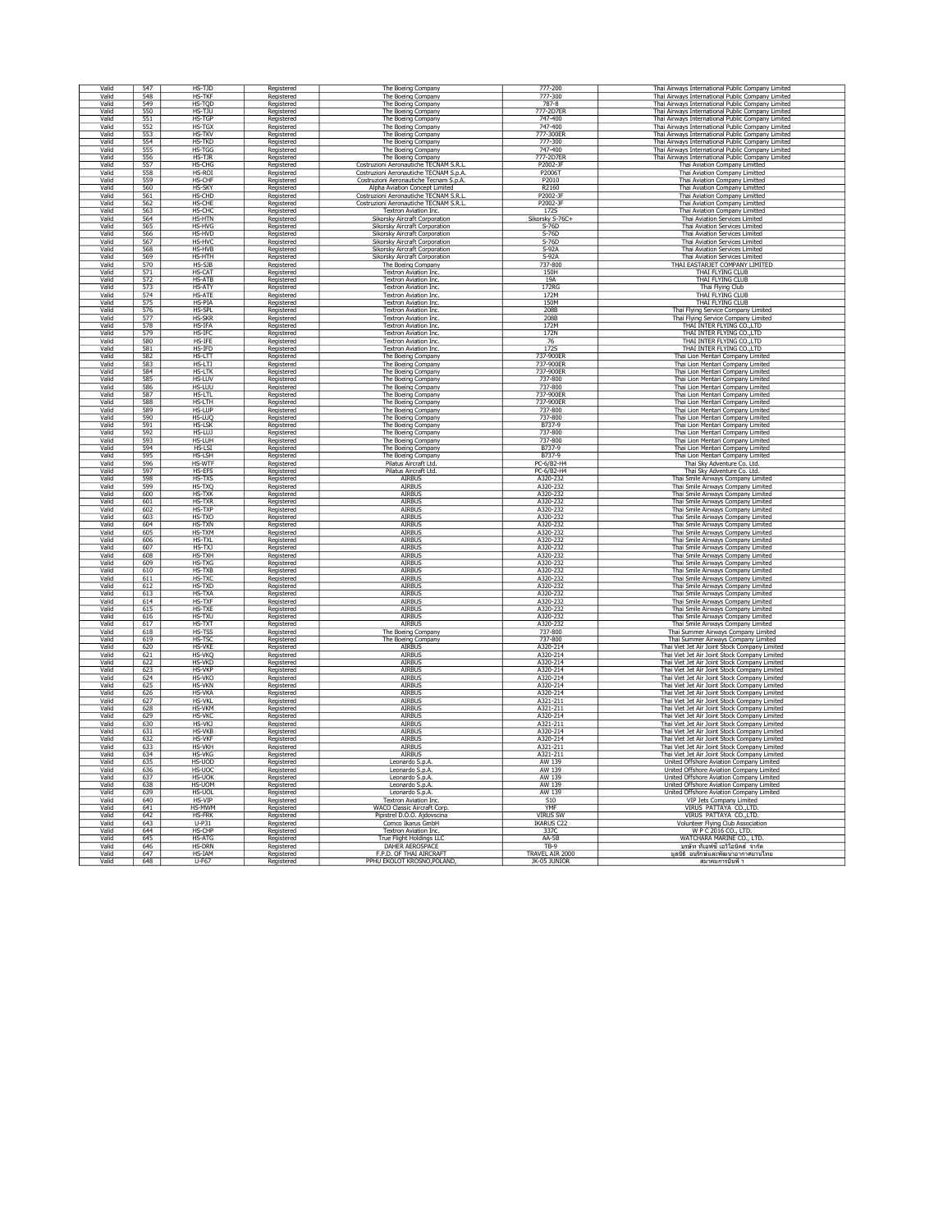| | | | | | | |
|---|---|---|---|---|---|---|
| Valid | 547 | HS-TJD | Registered | The Boeing Company | 777-200 | Thai Airways International Public Company Limited |
| Valid | 548 | HS-TKF | Registered | The Boeing Company | 777-300 | Thai Airways International Public Company Limited |
| Valid | 549 | HS-TQD | Registered | The Boeing Company | 787-8 | Thai Airways International Public Company Limited |
| Valid | 550 | HS-TJU | Registered | The Boeing Company | 777-2D7ER | Thai Airways International Public Company Limited |
| Valid | 551 | HS-TGP | Registered | The Boeing Company | 747-400 | Thai Airways International Public Company Limited |
| Valid | 552 | HS-TGX | Registered | The Boeing Company | 747-400 | Thai Airways International Public Company Limited |
| Valid | 553 | HS-TKV | Registered | The Boeing Company | 777-300ER | Thai Airways International Public Company Limited |
| Valid | 554 | HS-TKD | Registered | The Boeing Company | 777-300 | Thai Airways International Public Company Limited |
| Valid | 555 | HS-TGG | Registered | The Boeing Company | 747-400 | Thai Airways International Public Company Limited |
| Valid | 556 | HS-TJR | Registered | The Boeing Company | 777-2D7ER | Thai Airways International Public Company Limited |
| Valid | 557 | HS-CHG | Registered | Costruzioni Aeronautiche TECNAM S.R.L. | P2002-JF | Thai Aviation Company Limitted |
| Valid | 558 | HS-ROI | Registered | Costruzioni Aeronautiche TECNAM S.p.A. | P2006T | Thai Aviation Company Limitted |
| Valid | 559 | HS-CHF | Registered | Costruzioni Aeronautiche Tecnam S.p.A. | P2010 | Thai Aviation Company Limitted |
| Valid | 560 | HS-SKY | Registered | Alpha Aviation Concept Limited | R2160 | Thai Aviation Company Limitted |
| Valid | 561 | HS-CHD | Registered | Costruzioni Aeronautiche TECNAM S.R.L. | P2002-JF | Thai Aviation Company Limitted |
| Valid | 562 | HS-CHE | Registered | Costruzioni Aeronautiche TECNAM S.R.L. | P2002-JF | Thai Aviation Company Limitted |
| Valid | 563 | HS-CHC | Registered | Textron Aviation Inc. | 172S | Thai Aviation Company Limitted |
| Valid | 564 | HS-HTN | Registered | Sikorsky Aircraft Corporation | Sikorsky S-76C+ | Thai Aviation Services Limited |
| Valid | 565 | HS-HVG | Registered | Sikorsky Aircraft Corporation | S-76D | Thai Aviation Services Limited |
| Valid | 566 | HS-HVD | Registered | Sikorsky Aircraft Corporation | S-76D | Thai Aviation Services Limited |
| Valid | 567 | HS-HVC | Registered | Sikorsky Aircraft Corporation | S-76D | Thai Aviation Services Limited |
| Valid | 568 | HS-HVB | Registered | Sikorsky Aircraft Corporation | S-92A | Thai Aviation Services Limited |
| Valid | 569 | HS-HTH | Registered | Sikorsky Aircraft Corporation | S-92A | Thai Aviation Services Limited |
| Valid | 570 | HS-SJB | Registered | The Boeing Company | 737-800 | THAI EASTARJET COMPANY LIMITED |
| Valid | 571 | HS-CAT | Registered | Textron Aviation Inc. | 150H | THAI FLYING CLUB |
| Valid | 572 | HS-ATB | Registered | Textron Aviation Inc. | 19A | THAI FLYING CLUB |
| Valid | 573 | HS-ATY | Registered | Textron Aviation Inc. | 172RG | Thai Flying Club |
| Valid | 574 | HS-ATE | Registered | Textron Aviation Inc. | 172M | THAI FLYING CLUB |
| Valid | 575 | HS-PIA | Registered | Textron Aviation Inc. | 150M | THAI FLYING CLUB |
| Valid | 576 | HS-SPL | Registered | Textron Aviation Inc. | 208B | Thai Flying Service Company Limited |
| Valid | 577 | HS-SKR | Registered | Textron Aviation Inc. | 208B | Thai Flying Service Company Limited |
| Valid | 578 | HS-IFA | Registered | Textron Aviation Inc. | 172M | THAI INTER FLYING CO.,LTD |
| Valid | 579 | HS-IFC | Registered | Textron Aviation Inc. | 172N | THAI INTER FLYING CO.,LTD |
| Valid | 580 | HS-IFE | Registered | Textron Aviation Inc. | 76 | THAI INTER FLYING CO.,LTD |
| Valid | 581 | HS-IFD | Registered | Textron Aviation Inc. | 172S | THAI INTER FLYING CO.,LTD |
| Valid | 582 | HS-LTT | Registered | The Boeing Company | 737-900ER | Thai Lion Mentari Company Limited |
| Valid | 583 | HS-LTJ | Registered | The Boeing Company | 737-900ER | Thai Lion Mentari Company Limited |
| Valid | 584 | HS-LTK | Registered | The Boeing Company | 737-900ER | Thai Lion Mentari Company Limited |
| Valid | 585 | HS-LUV | Registered | The Boeing Company | 737-800 | Thai Lion Mentari Company Limited |
| Valid | 586 | HS-LUU | Registered | The Boeing Company | 737-800 | Thai Lion Mentari Company Limited |
| Valid | 587 | HS-LTL | Registered | The Boeing Company | 737-900ER | Thai Lion Mentari Company Limited |
| Valid | 588 | HS-LTH | Registered | The Boeing Company | 737-900ER | Thai Lion Mentari Company Limited |
| Valid | 589 | HS-LUP | Registered | The Boeing Company | 737-800 | Thai Lion Mentari Company Limited |
| Valid | 590 | HS-LUQ | Registered | The Boeing Company | 737-800 | Thai Lion Mentari Company Limited |
| Valid | 591 | HS-LSK | Registered | The Boeing Company | B737-9 | Thai Lion Mentari Company Limited |
| Valid | 592 | HS-LUJ | Registered | The Boeing Company | 737-800 | Thai Lion Mentari Company Limited |
| Valid | 593 | HS-LUH | Registered | The Boeing Company | 737-800 | Thai Lion Mentari Company Limited |
| Valid | 594 | HS-LSI | Registered | The Boeing Company | B737-9 | Thai Lion Mentari Company Limited |
| Valid | 595 | HS-LSH | Registered | The Boeing Company | B737-9 | Thai Lion Mentari Company Limited |
| Valid | 596 | HS-WTF | Registered | Pilatus Aircraft Ltd. | PC-6/B2-H4 | Thai Sky Adventure Co. Ltd. |
| Valid | 597 | HS-EFS | Registered | Pilatus Aircraft Ltd. | PC-6/B2-H4 | Thai Sky Adventure Co. Ltd. |
| Valid | 598 | HS-TXS | Registered | AIRBUS | A320-232 | Thai Smile Airways Company Limited |
| Valid | 599 | HS-TXQ | Registered | AIRBUS | A320-232 | Thai Smile Airways Company Limited |
| Valid | 600 | HS-TXK | Registered | AIRBUS | A320-232 | Thai Smile Airways Company Limited |
| Valid | 601 | HS-TXR | Registered | AIRBUS | A320-232 | Thai Smile Airways Company Limited |
| Valid | 602 | HS-TXP | Registered | AIRBUS | A320-232 | Thai Smile Airways Company Limited |
| Valid | 603 | HS-TXO | Registered | AIRBUS | A320-232 | Thai Smile Airways Company Limited |
| Valid | 604 | HS-TXN | Registered | AIRBUS | A320-232 | Thai Smile Airways Company Limited |
| Valid | 605 | HS-TXM | Registered | AIRBUS | A320-232 | Thai Smile Airways Company Limited |
| Valid | 606 | HS-TXL | Registered | AIRBUS | A320-232 | Thai Smile Airways Company Limited |
| Valid | 607 | HS-TXJ | Registered | AIRBUS | A320-232 | Thai Smile Airways Company Limited |
| Valid | 608 | HS-TXH | Registered | AIRBUS | A320-232 | Thai Smile Airways Company Limited |
| Valid | 609 | HS-TXG | Registered | AIRBUS | A320-232 | Thai Smile Airways Company Limited |
| Valid | 610 | HS-TXB | Registered | AIRBUS | A320-232 | Thai Smile Airways Company Limited |
| Valid | 611 | HS-TXC | Registered | AIRBUS | A320-232 | Thai Smile Airways Company Limited |
| Valid | 612 | HS-TXD | Registered | AIRBUS | A320-232 | Thai Smile Airways Company Limited |
| Valid | 613 | HS-TXA | Registered | AIRBUS | A320-232 | Thai Smile Airways Company Limited |
| Valid | 614 | HS-TXF | Registered | AIRBUS | A320-232 | Thai Smile Airways Company Limited |
| Valid | 615 | HS-TXE | Registered | AIRBUS | A320-232 | Thai Smile Airways Company Limited |
| Valid | 616 | HS-TXU | Registered | AIRBUS | A320-232 | Thai Smile Airways Company Limited |
| Valid | 617 | HS-TXT | Registered | AIRBUS | A320-232 | Thai Smile Airways Company Limited |
| Valid | 618 | HS-TSS | Registered | The Boeing Company | 737-800 | Thai Summer Airways Company Limited |
| Valid | 619 | HS-TSC | Registered | The Boeing Company | 737-800 | Thai Summer Airways Company Limited |
| Valid | 620 | HS-VKE | Registered | AIRBUS | A320-214 | Thai Viet Jet Air Joint Stock Company Limited |
| Valid | 621 | HS-VKQ | Registered | AIRBUS | A320-214 | Thai Viet Jet Air Joint Stock Company Limited |
| Valid | 622 | HS-VKD | Registered | AIRBUS | A320-214 | Thai Viet Jet Air Joint Stock Company Limited |
| Valid | 623 | HS-VKP | Registered | AIRBUS | A320-214 | Thai Viet Jet Air Joint Stock Company Limited |
| Valid | 624 | HS-VKO | Registered | AIRBUS | A320-214 | Thai Viet Jet Air Joint Stock Company Limited |
| Valid | 625 | HS-VKN | Registered | AIRBUS | A320-214 | Thai Viet Jet Air Joint Stock Company Limited |
| Valid | 626 | HS-VKA | Registered | AIRBUS | A320-214 | Thai Viet Jet Air Joint Stock Company Limited |
| Valid | 627 | HS-VKL | Registered | AIRBUS | A321-211 | Thai Viet Jet Air Joint Stock Company Limited |
| Valid | 628 | HS-VKM | Registered | AIRBUS | A321-211 | Thai Viet Jet Air Joint Stock Company Limited |
| Valid | 629 | HS-VKC | Registered | AIRBUS | A320-214 | Thai Viet Jet Air Joint Stock Company Limited |
| Valid | 630 | HS-VKJ | Registered | AIRBUS | A321-211 | Thai Viet Jet Air Joint Stock Company Limited |
| Valid | 631 | HS-VKB | Registered | AIRBUS | A320-214 | Thai Viet Jet Air Joint Stock Company Limited |
| Valid | 632 | HS-VKF | Registered | AIRBUS | A320-214 | Thai Viet Jet Air Joint Stock Company Limited |
| Valid | 633 | HS-VKH | Registered | AIRBUS | A321-211 | Thai Viet Jet Air Joint Stock Company Limited |
| Valid | 634 | HS-VKG | Registered | AIRBUS | A321-211 | Thai Viet Jet Air Joint Stock Company Limited |
| Valid | 635 | HS-UOD | Registered | Leonardo S.p.A. | AW 139 | United Offshore Aviation Company Limited |
| Valid | 636 | HS-UOC | Registered | Leonardo S.p.A. | AW 139 | United Offshore Aviation Company Limited |
| Valid | 637 | HS-UOK | Registered | Leonardo S.p.A. | AW 139 | United Offshore Aviation Company Limited |
| Valid | 638 | HS-UOM | Registered | Leonardo S.p.A. | AW 139 | United Offshore Aviation Company Limited |
| Valid | 639 | HS-UOL | Registered | Leonardo S.p.A. | AW 139 | United Offshore Aviation Company Limited |
| Valid | 640 | HS-VIP | Registered | Textron Aviation Inc. | 510 | VIP Jets Company Limited |
| Valid | 641 | HS-MWM | Registered | WACO Classic Aircraft Corp. | YMF | VIRUS PATTAYA CO.,LTD. |
| Valid | 642 | HS-FRK | Registered | Pipistrel D.O.O. Ajdovscina | VIRUS SW | VIRUS PATTAYA CO.,LTD. |
| Valid | 643 | U-P31 | Registered | Comco Ikarus GmbH | IKARUS C22 | Volunteer Flying Club Association |
| Valid | 644 | HS-CHP | Registered | Textron Aviation Inc. | 337C | W P C 2016 CO., LTD. |
| Valid | 645 | HS-ATG | Registered | True Flight Holdings LLC | AA-5B | WATCHARA MARINE CO., LTD. |
| Valid | 646 | HS-DRN | Registered | DAHER AEROSPACE | TB-9 | บริษัท ทีเอฟซี แอร์โรนิคส์ จำกัด |
| Valid | 647 | HS-IAM | Registered | F.P.D. OF THAI AIRCRAFT | TRAVEL AIR 2000 | มูลนิธิ อนุรักษ์และพัฒนาอากาศยานไทย |
| Valid | 648 | U-F67 | Registered | PPHU EKOLOT KROSNO,POLAND, | JK-05 JUNIOR | สมาคมการบินพ่ า |